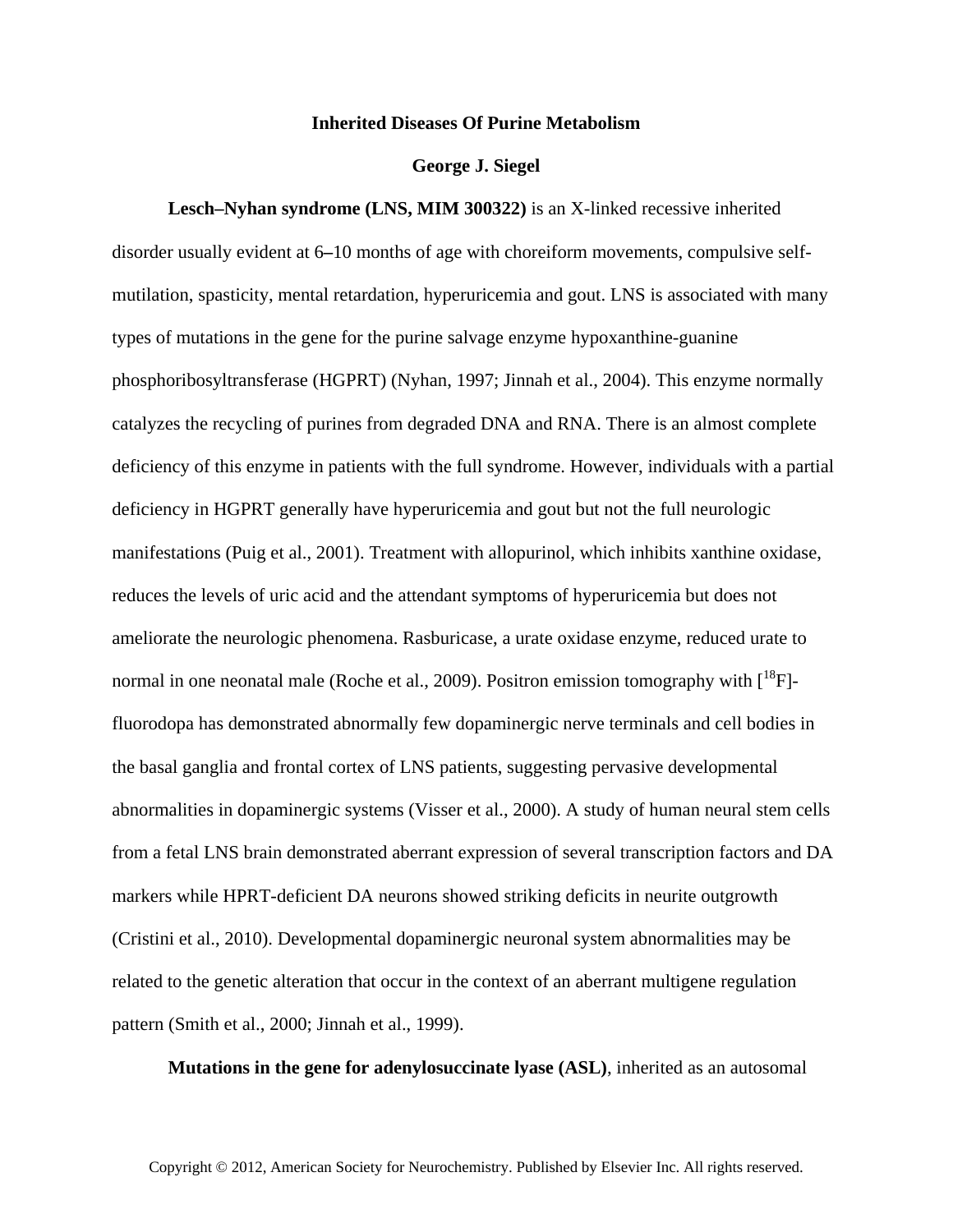# Inherited Diseases Of Purine Metabolism

**George J. Siegel**

**Lesch–Nyhan syndrome (LNS, MIM 300322)** is an X-linked recessive inherited disorder usually evident at 6–10 months of age with choreiform movements, compulsive self-mutilation, spasticity, mental retardation, hyperuricemia and gout. LNS is associated with many types of mutations in the gene for the purine salvage enzyme hypoxanthine-guanine phosphoribosyltransferase (HGPRT) (Nyhan, 1997; Jinnah et al., 2004). This enzyme normally catalyzes the recycling of purines from degraded DNA and RNA. There is an almost complete deficiency of this enzyme in patients with the full syndrome. However, individuals with a partial deficiency in HGPRT generally have hyperuricemia and gout but not the full neurologic manifestations (Puig et al., 2001). Treatment with allopurinol, which inhibits xanthine oxidase, reduces the levels of uric acid and the attendant symptoms of hyperuricemia but does not ameliorate the neurologic phenomena. Rasburicase, a urate oxidase enzyme, reduced urate to normal in one neonatal male (Roche et al., 2009). Positron emission tomography with [$^{18}$F]-fluorodopa has demonstrated abnormally few dopaminergic nerve terminals and cell bodies in the basal ganglia and frontal cortex of LNS patients, suggesting pervasive developmental abnormalities in dopaminergic systems (Visser et al., 2000). A study of human neural stem cells from a fetal LNS brain demonstrated aberrant expression of several transcription factors and DA markers while HPRT-deficient DA neurons showed striking deficits in neurite outgrowth (Cristini et al., 2010). Developmental dopaminergic neuronal system abnormalities may be related to the genetic alteration that occur in the context of an aberrant multigene regulation pattern (Smith et al., 2000; Jinnah et al., 1999).

**Mutations in the gene for adenylosuccinate lyase (ASL)**, inherited as an autosomal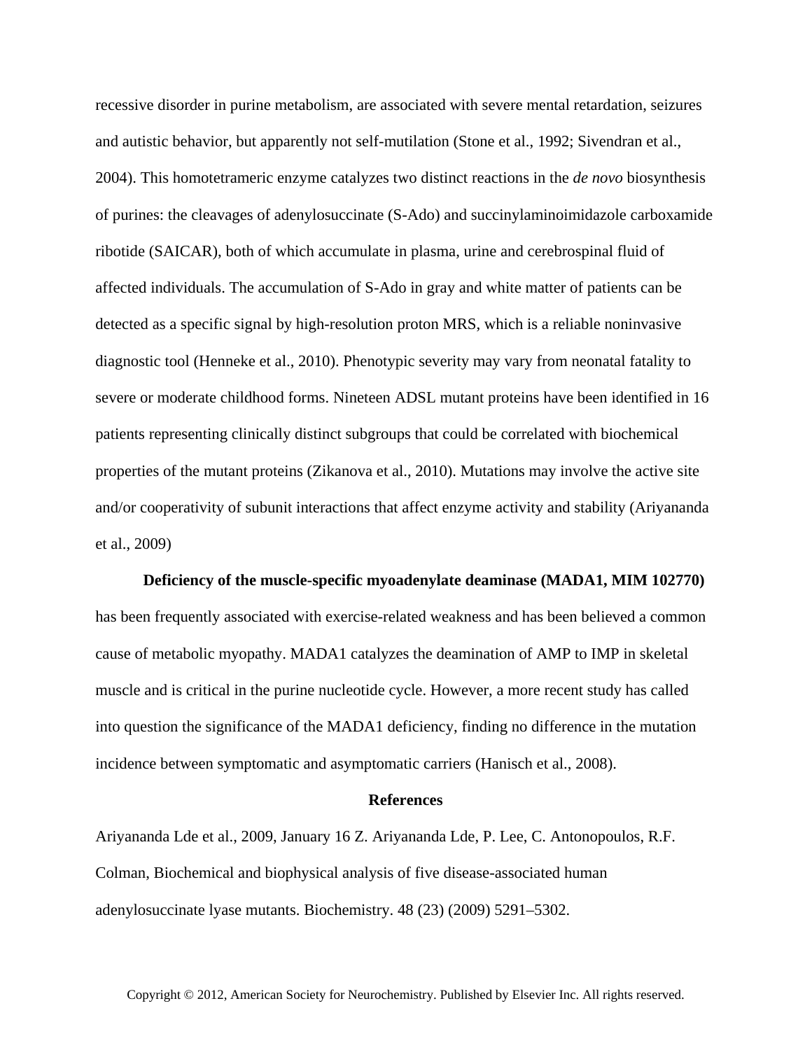recessive disorder in purine metabolism, are associated with severe mental retardation, seizures and autistic behavior, but apparently not self-mutilation (Stone et al., 1992; Sivendran et al., 2004). This homotetrameric enzyme catalyzes two distinct reactions in the *de novo* biosynthesis of purines: the cleavages of adenylosuccinate (S-Ado) and succinylaminoimidazole carboxamide ribotide (SAICAR), both of which accumulate in plasma, urine and cerebrospinal fluid of affected individuals. The accumulation of S-Ado in gray and white matter of patients can be detected as a specific signal by high-resolution proton MRS, which is a reliable noninvasive diagnostic tool (Henneke et al., 2010). Phenotypic severity may vary from neonatal fatality to severe or moderate childhood forms. Nineteen ADSL mutant proteins have been identified in 16 patients representing clinically distinct subgroups that could be correlated with biochemical properties of the mutant proteins (Zikanova et al., 2010). Mutations may involve the active site and/or cooperativity of subunit interactions that affect enzyme activity and stability (Ariyananda et al., 2009)

**Deficiency of the muscle-specific myoadenylate deaminase (MADA1, MIM 102770)** has been frequently associated with exercise-related weakness and has been believed a common cause of metabolic myopathy. MADA1 catalyzes the deamination of AMP to IMP in skeletal muscle and is critical in the purine nucleotide cycle. However, a more recent study has called into question the significance of the MADA1 deficiency, finding no difference in the mutation incidence between symptomatic and asymptomatic carriers (Hanisch et al., 2008).

## References

Ariyananda Lde et al., 2009, January 16 Z. Ariyananda Lde, P. Lee, C. Antonopoulos, R.F. Colman, Biochemical and biophysical analysis of five disease-associated human adenylosuccinate lyase mutants. Biochemistry. 48 (23) (2009) 5291–5302.

Copyright © 2012, American Society for Neurochemistry. Published by Elsevier Inc. All rights reserved.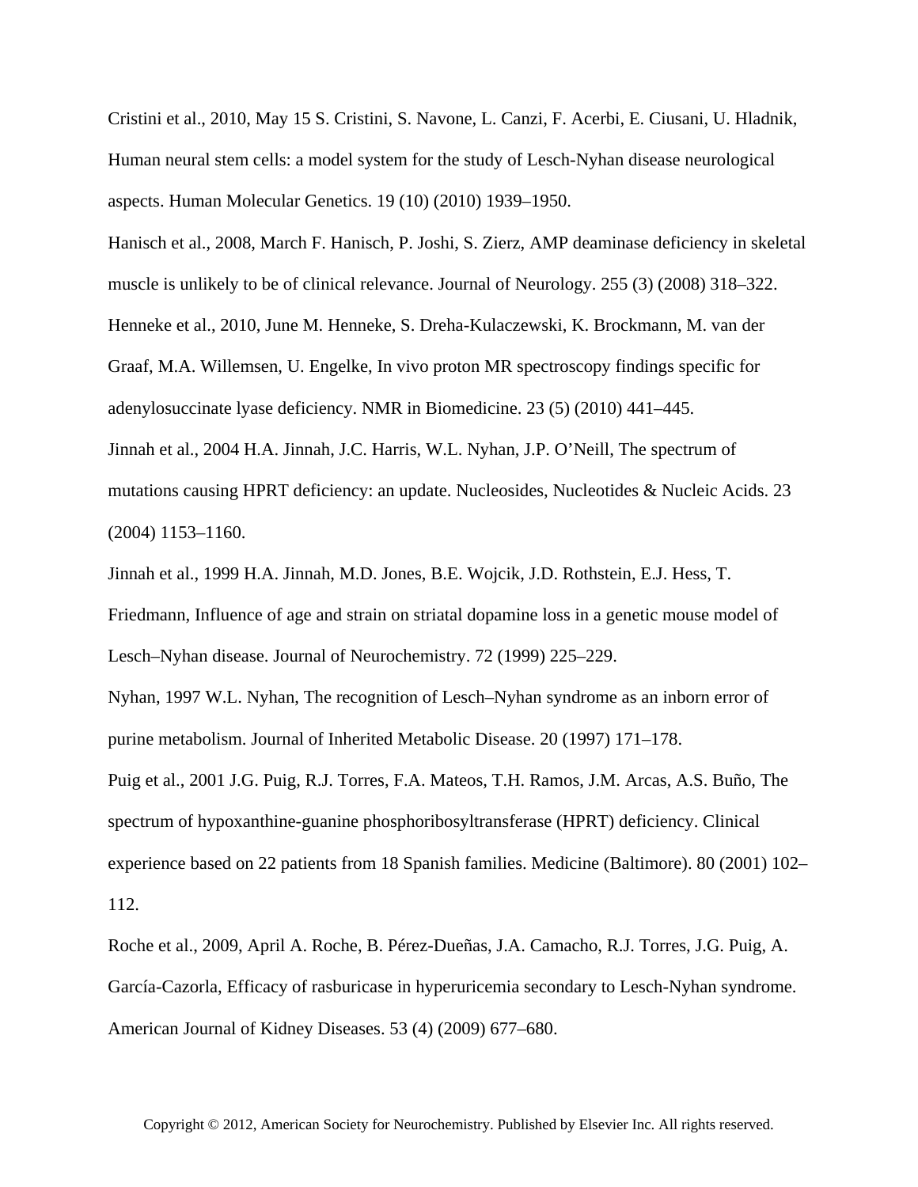Cristini et al., 2010, May 15 S. Cristini, S. Navone, L. Canzi, F. Acerbi, E. Ciusani, U. Hladnik, Human neural stem cells: a model system for the study of Lesch-Nyhan disease neurological aspects. Human Molecular Genetics. 19 (10) (2010) 1939–1950.

Hanisch et al., 2008, March F. Hanisch, P. Joshi, S. Zierz, AMP deaminase deficiency in skeletal muscle is unlikely to be of clinical relevance. Journal of Neurology. 255 (3) (2008) 318–322.

Henneke et al., 2010, June M. Henneke, S. Dreha-Kulaczewski, K. Brockmann, M. van der Graaf, M.A. Willemsen, U. Engelke, In vivo proton MR spectroscopy findings specific for adenylosuccinate lyase deficiency. NMR in Biomedicine. 23 (5) (2010) 441–445.

Jinnah et al., 2004 H.A. Jinnah, J.C. Harris, W.L. Nyhan, J.P. O'Neill, The spectrum of mutations causing HPRT deficiency: an update. Nucleosides, Nucleotides & Nucleic Acids. 23 (2004) 1153–1160.

Jinnah et al., 1999 H.A. Jinnah, M.D. Jones, B.E. Wojcik, J.D. Rothstein, E.J. Hess, T. Friedmann, Influence of age and strain on striatal dopamine loss in a genetic mouse model of Lesch–Nyhan disease. Journal of Neurochemistry. 72 (1999) 225–229.

Nyhan, 1997 W.L. Nyhan, The recognition of Lesch–Nyhan syndrome as an inborn error of purine metabolism. Journal of Inherited Metabolic Disease. 20 (1997) 171–178.

Puig et al., 2001 J.G. Puig, R.J. Torres, F.A. Mateos, T.H. Ramos, J.M. Arcas, A.S. Buño, The spectrum of hypoxanthine-guanine phosphoribosyltransferase (HPRT) deficiency. Clinical experience based on 22 patients from 18 Spanish families. Medicine (Baltimore). 80 (2001) 102–112.

Roche et al., 2009, April A. Roche, B. Pérez-Dueñas, J.A. Camacho, R.J. Torres, J.G. Puig, A. García-Cazorla, Efficacy of rasburicase in hyperuricemia secondary to Lesch-Nyhan syndrome. American Journal of Kidney Diseases. 53 (4) (2009) 677–680.

Copyright © 2012, American Society for Neurochemistry. Published by Elsevier Inc. All rights reserved.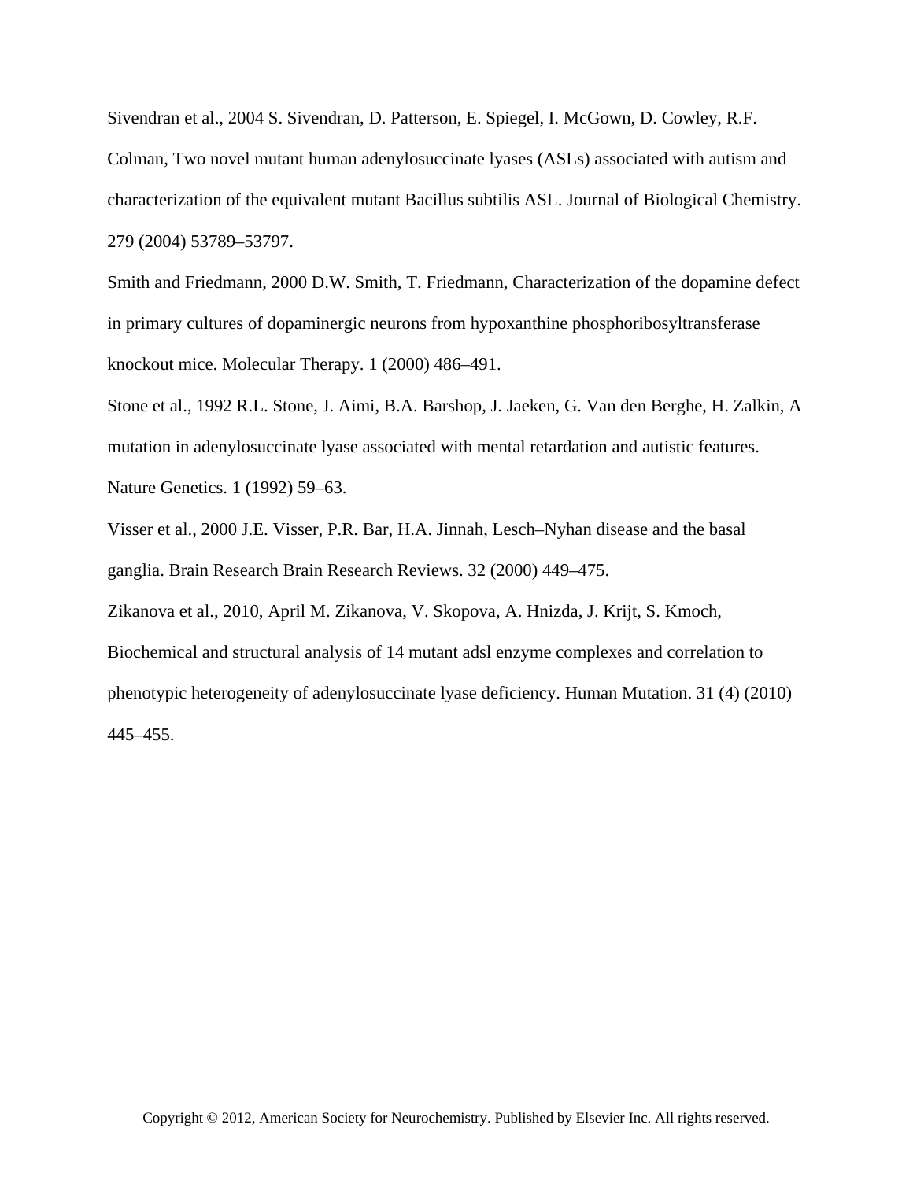Sivendran et al., 2004 S. Sivendran, D. Patterson, E. Spiegel, I. McGown, D. Cowley, R.F. Colman, Two novel mutant human adenylosuccinate lyases (ASLs) associated with autism and characterization of the equivalent mutant Bacillus subtilis ASL. Journal of Biological Chemistry. 279 (2004) 53789–53797.

Smith and Friedmann, 2000 D.W. Smith, T. Friedmann, Characterization of the dopamine defect in primary cultures of dopaminergic neurons from hypoxanthine phosphoribosyltransferase knockout mice. Molecular Therapy. 1 (2000) 486–491.

Stone et al., 1992 R.L. Stone, J. Aimi, B.A. Barshop, J. Jaeken, G. Van den Berghe, H. Zalkin, A mutation in adenylosuccinate lyase associated with mental retardation and autistic features. Nature Genetics. 1 (1992) 59–63.

Visser et al., 2000 J.E. Visser, P.R. Bar, H.A. Jinnah, Lesch–Nyhan disease and the basal ganglia. Brain Research Brain Research Reviews. 32 (2000) 449–475.

Zikanova et al., 2010, April M. Zikanova, V. Skopova, A. Hnizda, J. Krijt, S. Kmoch, Biochemical and structural analysis of 14 mutant adsl enzyme complexes and correlation to phenotypic heterogeneity of adenylosuccinate lyase deficiency. Human Mutation. 31 (4) (2010) 445–455.

Copyright © 2012, American Society for Neurochemistry. Published by Elsevier Inc. All rights reserved.